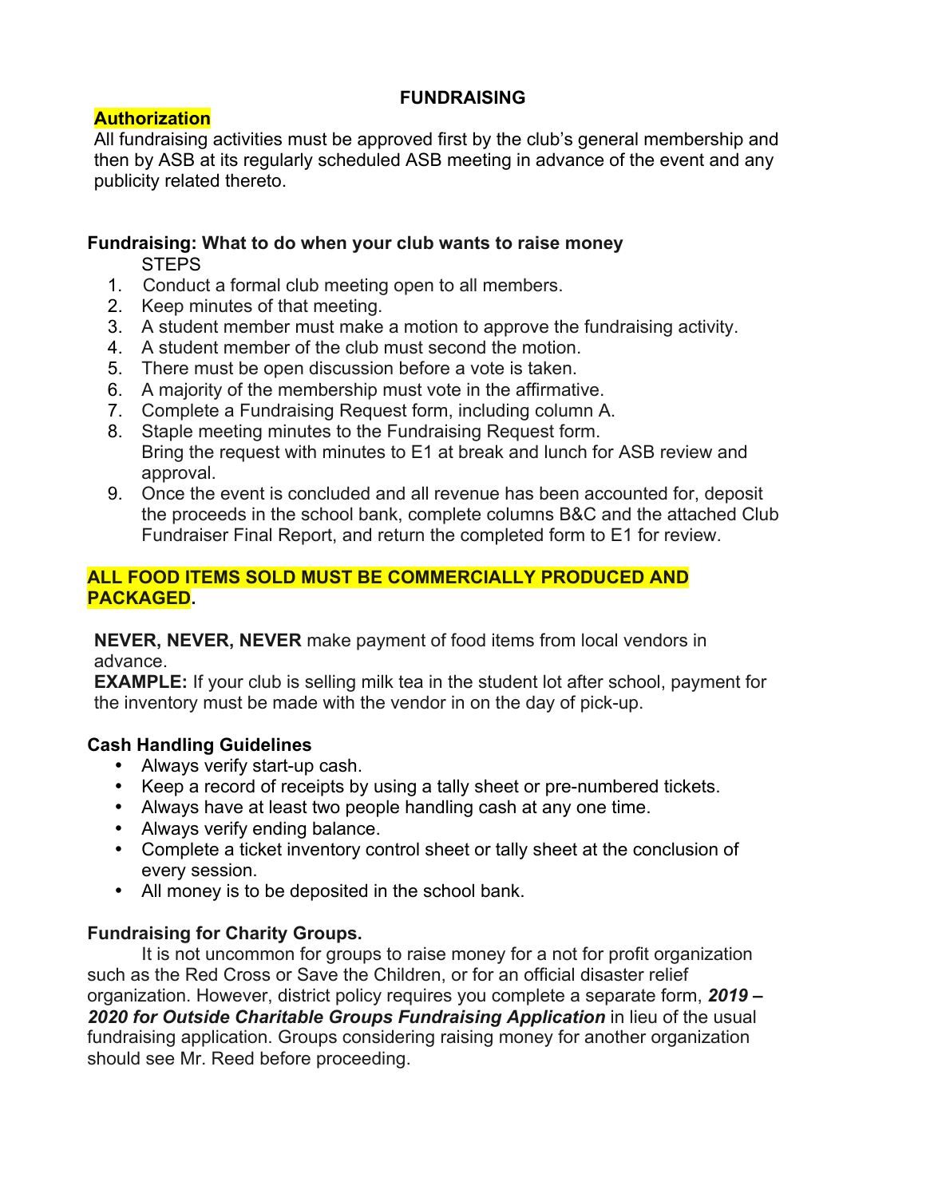# FUNDRAISING

**Authorization**

All fundraising activities must be approved first by the club's general membership and then by ASB at its regularly scheduled ASB meeting in advance of the event and any publicity related thereto.

**Fundraising: What to do when your club wants to raise money**

STEPS

1. Conduct a formal club meeting open to all members.
2. Keep minutes of that meeting.
3. A student member must make a motion to approve the fundraising activity.
4. A student member of the club must second the motion.
5. There must be open discussion before a vote is taken.
6. A majority of the membership must vote in the affirmative.
7. Complete a Fundraising Request form, including column A.
8. Staple meeting minutes to the Fundraising Request form.
   Bring the request with minutes to E1 at break and lunch for ASB review and approval.
9. Once the event is concluded and all revenue has been accounted for, deposit the proceeds in the school bank, complete columns B&C and the attached Club Fundraiser Final Report, and return the completed form to E1 for review.

**ALL FOOD ITEMS SOLD MUST BE COMMERCIALLY PRODUCED AND PACKAGED.**

**NEVER, NEVER, NEVER** make payment of food items from local vendors in advance.

**EXAMPLE:** If your club is selling milk tea in the student lot after school, payment for the inventory must be made with the vendor in on the day of pick-up.

**Cash Handling Guidelines**

- Always verify start-up cash.
- Keep a record of receipts by using a tally sheet or pre-numbered tickets.
- Always have at least two people handling cash at any one time.
- Always verify ending balance.
- Complete a ticket inventory control sheet or tally sheet at the conclusion of every session.
- All money is to be deposited in the school bank.

**Fundraising for Charity Groups.**

It is not uncommon for groups to raise money for a not for profit organization such as the Red Cross or Save the Children, or for an official disaster relief organization. However, district policy requires you complete a separate form, ***2019 – 2020 for Outside Charitable Groups Fundraising Application*** in lieu of the usual fundraising application. Groups considering raising money for another organization should see Mr. Reed before proceeding.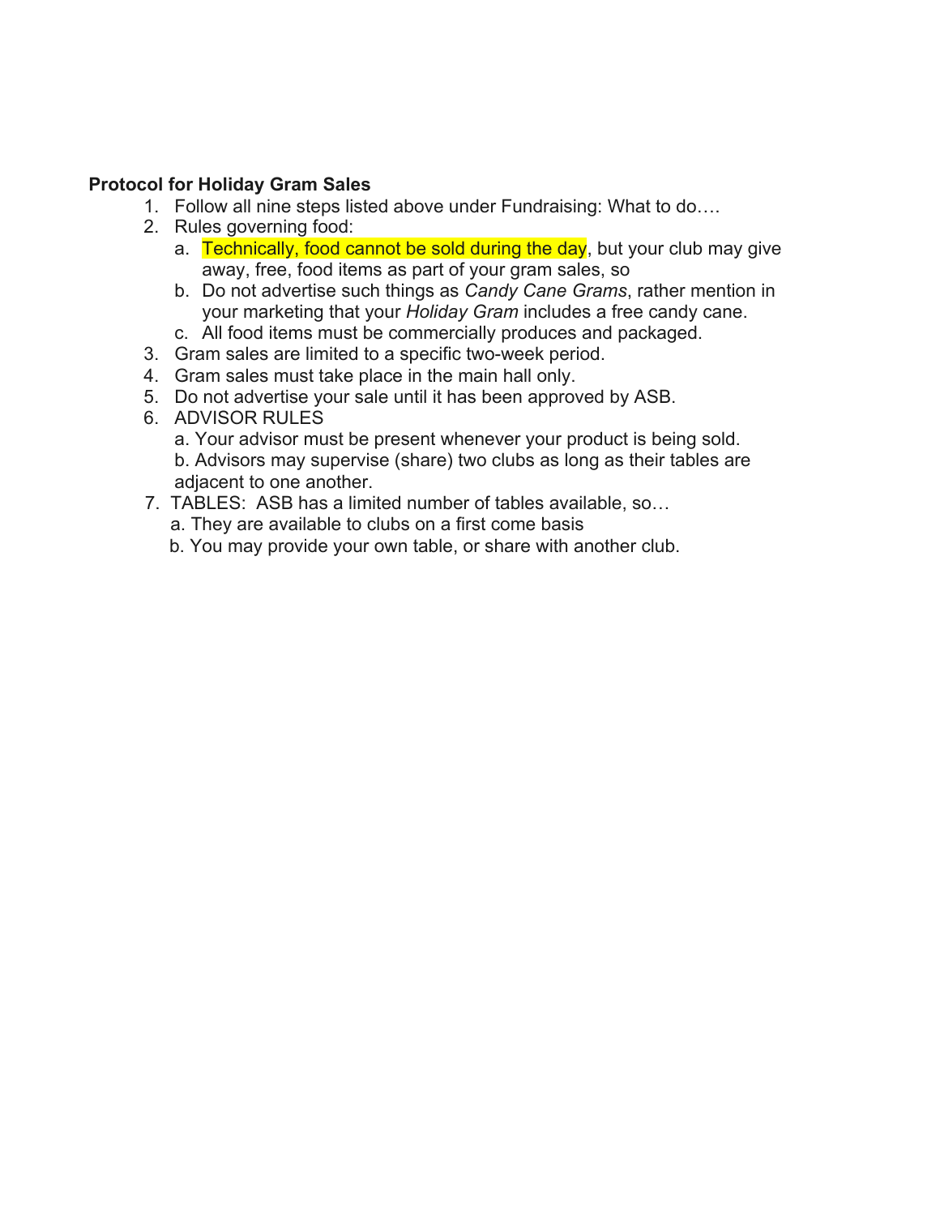**Protocol for Holiday Gram Sales**

1. Follow all nine steps listed above under Fundraising: What to do….
2. Rules governing food:
   a. Technically, food cannot be sold during the day, but your club may give away, free, food items as part of your gram sales, so
   b. Do not advertise such things as *Candy Cane Grams*, rather mention in your marketing that your *Holiday Gram* includes a free candy cane.
   c. All food items must be commercially produces and packaged.
3. Gram sales are limited to a specific two-week period.
4. Gram sales must take place in the main hall only.
5. Do not advertise your sale until it has been approved by ASB.
6. ADVISOR RULES
   a. Your advisor must be present whenever your product is being sold.
   b. Advisors may supervise (share) two clubs as long as their tables are adjacent to one another.
7. TABLES: ASB has a limited number of tables available, so…
   a. They are available to clubs on a first come basis
   b. You may provide your own table, or share with another club.